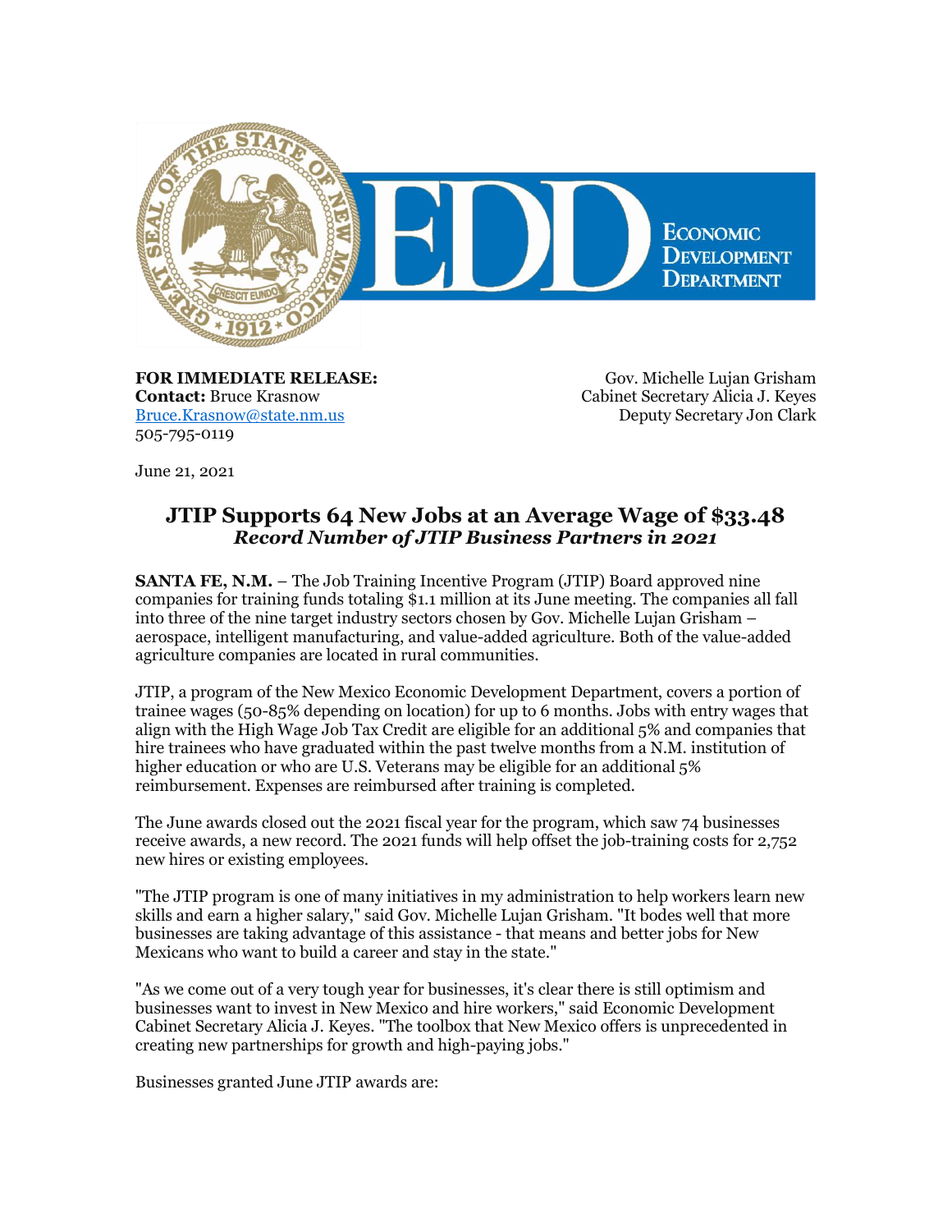**FOR IMMEDIATE RELEASE:**
**Contact:** Bruce Krasnow
Bruce.Krasnow@state.nm.us
505-795-0119

Gov. Michelle Lujan Grisham
Cabinet Secretary Alicia J. Keyes
Deputy Secretary Jon Clark

June 21, 2021

# JTIP Supports 64 New Jobs at an Average Wage of $33.48

## *Record Number of JTIP Business Partners in 2021*

**SANTA FE, N.M.** – The Job Training Incentive Program (JTIP) Board approved nine companies for training funds totaling $1.1 million at its June meeting. The companies all fall into three of the nine target industry sectors chosen by Gov. Michelle Lujan Grisham – aerospace, intelligent manufacturing, and value-added agriculture. Both of the value-added agriculture companies are located in rural communities.

JTIP, a program of the New Mexico Economic Development Department, covers a portion of trainee wages (50-85% depending on location) for up to 6 months. Jobs with entry wages that align with the High Wage Job Tax Credit are eligible for an additional 5% and companies that hire trainees who have graduated within the past twelve months from a N.M. institution of higher education or who are U.S. Veterans may be eligible for an additional 5% reimbursement. Expenses are reimbursed after training is completed.

The June awards closed out the 2021 fiscal year for the program, which saw 74 businesses receive awards, a new record. The 2021 funds will help offset the job-training costs for 2,752 new hires or existing employees.

"The JTIP program is one of many initiatives in my administration to help workers learn new skills and earn a higher salary," said Gov. Michelle Lujan Grisham. "It bodes well that more businesses are taking advantage of this assistance - that means and better jobs for New Mexicans who want to build a career and stay in the state."

"As we come out of a very tough year for businesses, it's clear there is still optimism and businesses want to invest in New Mexico and hire workers," said Economic Development Cabinet Secretary Alicia J. Keyes. "The toolbox that New Mexico offers is unprecedented in creating new partnerships for growth and high-paying jobs."

Businesses granted June JTIP awards are: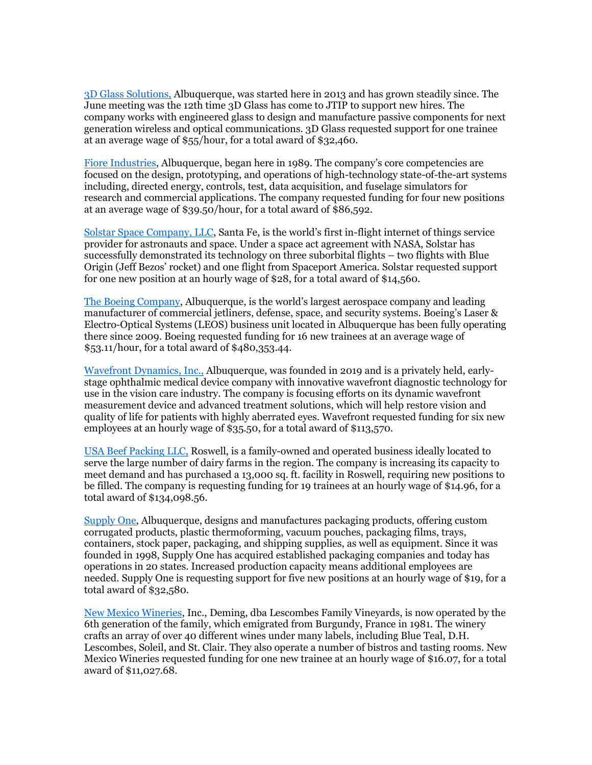3D Glass Solutions, Albuquerque, was started here in 2013 and has grown steadily since. The June meeting was the 12th time 3D Glass has come to JTIP to support new hires. The company works with engineered glass to design and manufacture passive components for next generation wireless and optical communications. 3D Glass requested support for one trainee at an average wage of $55/hour, for a total award of $32,460.

Fiore Industries, Albuquerque, began here in 1989. The company's core competencies are focused on the design, prototyping, and operations of high-technology state-of-the-art systems including, directed energy, controls, test, data acquisition, and fuselage simulators for research and commercial applications. The company requested funding for four new positions at an average wage of $39.50/hour, for a total award of $86,592.

Solstar Space Company, LLC, Santa Fe, is the world's first in-flight internet of things service provider for astronauts and space. Under a space act agreement with NASA, Solstar has successfully demonstrated its technology on three suborbital flights – two flights with Blue Origin (Jeff Bezos' rocket) and one flight from Spaceport America. Solstar requested support for one new position at an hourly wage of $28, for a total award of $14,560.

The Boeing Company, Albuquerque, is the world's largest aerospace company and leading manufacturer of commercial jetliners, defense, space, and security systems. Boeing's Laser & Electro-Optical Systems (LEOS) business unit located in Albuquerque has been fully operating there since 2009. Boeing requested funding for 16 new trainees at an average wage of $53.11/hour, for a total award of $480,353.44.

Wavefront Dynamics, Inc., Albuquerque, was founded in 2019 and is a privately held, early-stage ophthalmic medical device company with innovative wavefront diagnostic technology for use in the vision care industry. The company is focusing efforts on its dynamic wavefront measurement device and advanced treatment solutions, which will help restore vision and quality of life for patients with highly aberrated eyes. Wavefront requested funding for six new employees at an hourly wage of $35.50, for a total award of $113,570.

USA Beef Packing LLC, Roswell, is a family-owned and operated business ideally located to serve the large number of dairy farms in the region. The company is increasing its capacity to meet demand and has purchased a 13,000 sq. ft. facility in Roswell, requiring new positions to be filled. The company is requesting funding for 19 trainees at an hourly wage of $14.96, for a total award of $134,098.56.

Supply One, Albuquerque, designs and manufactures packaging products, offering custom corrugated products, plastic thermoforming, vacuum pouches, packaging films, trays, containers, stock paper, packaging, and shipping supplies, as well as equipment. Since it was founded in 1998, Supply One has acquired established packaging companies and today has operations in 20 states. Increased production capacity means additional employees are needed. Supply One is requesting support for five new positions at an hourly wage of $19, for a total award of $32,580.

New Mexico Wineries, Inc., Deming, dba Lescombes Family Vineyards, is now operated by the 6th generation of the family, which emigrated from Burgundy, France in 1981. The winery crafts an array of over 40 different wines under many labels, including Blue Teal, D.H. Lescombes, Soleil, and St. Clair. They also operate a number of bistros and tasting rooms. New Mexico Wineries requested funding for one new trainee at an hourly wage of $16.07, for a total award of $11,027.68.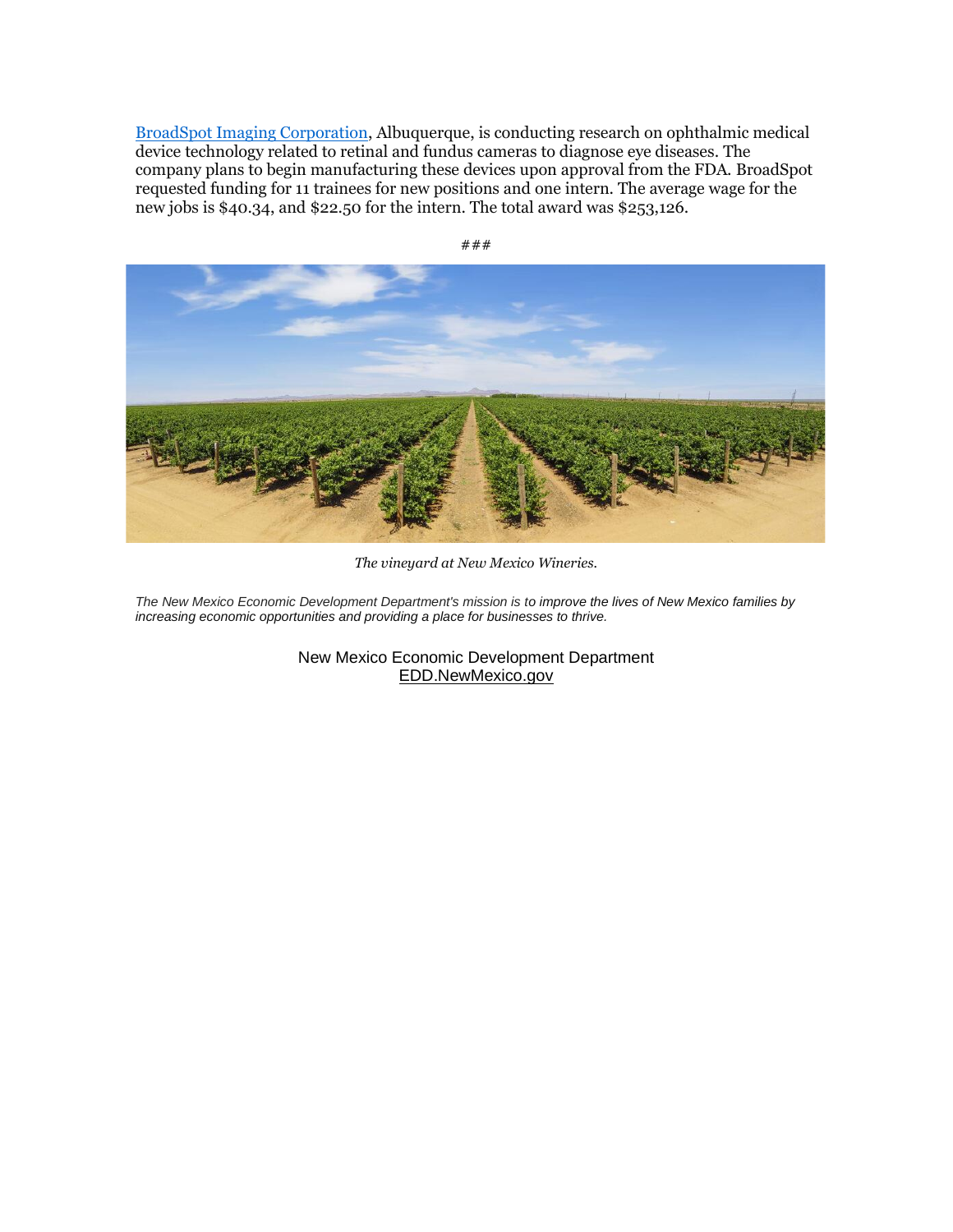[BroadSpot Imaging Corporation](), Albuquerque, is conducting research on ophthalmic medical device technology related to retinal and fundus cameras to diagnose eye diseases. The company plans to begin manufacturing these devices upon approval from the FDA. BroadSpot requested funding for 11 trainees for new positions and one intern. The average wage for the new jobs is $40.34, and $22.50 for the intern. The total award was $253,126.

###

*The vineyard at New Mexico Wineries.*

*The New Mexico Economic Development Department's mission is to improve the lives of New Mexico families by increasing economic opportunities and providing a place for businesses to thrive.*

New Mexico Economic Development Department
EDD.NewMexico.gov